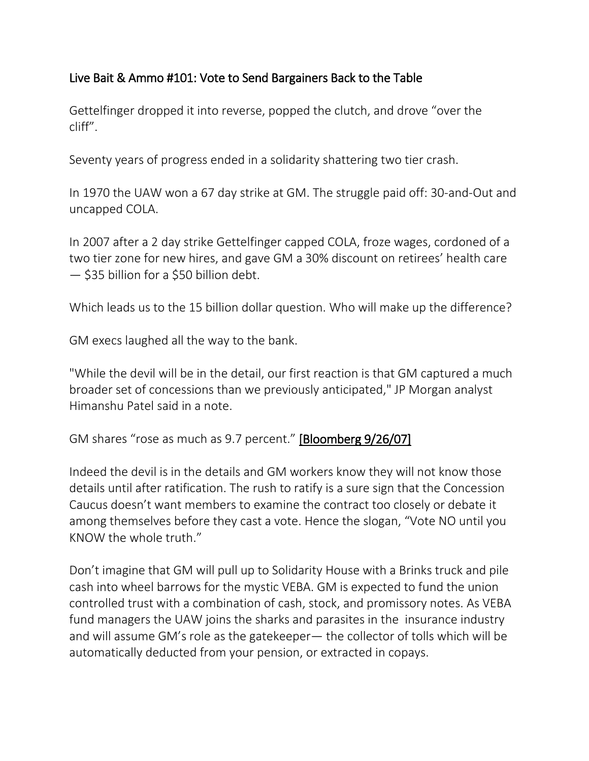# Live Bait & Ammo #101: Vote to Send Bargainers Back to the Table

Gettelfinger dropped it into reverse, popped the clutch, and drove "over the cliff".

Seventy years of progress ended in a solidarity shattering two tier crash.

In 1970 the UAW won a 67 day strike at GM. The struggle paid off: 30-and-Out and uncapped COLA.

In 2007 after a 2 day strike Gettelfinger capped COLA, froze wages, cordoned of a two tier zone for new hires, and gave GM a 30% discount on retirees' health care — $35 billion for a $50 billion debt.

Which leads us to the 15 billion dollar question. Who will make up the difference?

GM execs laughed all the way to the bank.

"While the devil will be in the detail, our first reaction is that GM captured a much broader set of concessions than we previously anticipated," JP Morgan analyst Himanshu Patel said in a note.

GM shares "rose as much as 9.7 percent." [Bloomberg 9/26/07]

Indeed the devil is in the details and GM workers know they will not know those details until after ratification. The rush to ratify is a sure sign that the Concession Caucus doesn't want members to examine the contract too closely or debate it among themselves before they cast a vote. Hence the slogan, "Vote NO until you KNOW the whole truth."

Don't imagine that GM will pull up to Solidarity House with a Brinks truck and pile cash into wheel barrows for the mystic VEBA. GM is expected to fund the union controlled trust with a combination of cash, stock, and promissory notes. As VEBA fund managers the UAW joins the sharks and parasites in the insurance industry and will assume GM's role as the gatekeeper— the collector of tolls which will be automatically deducted from your pension, or extracted in copays.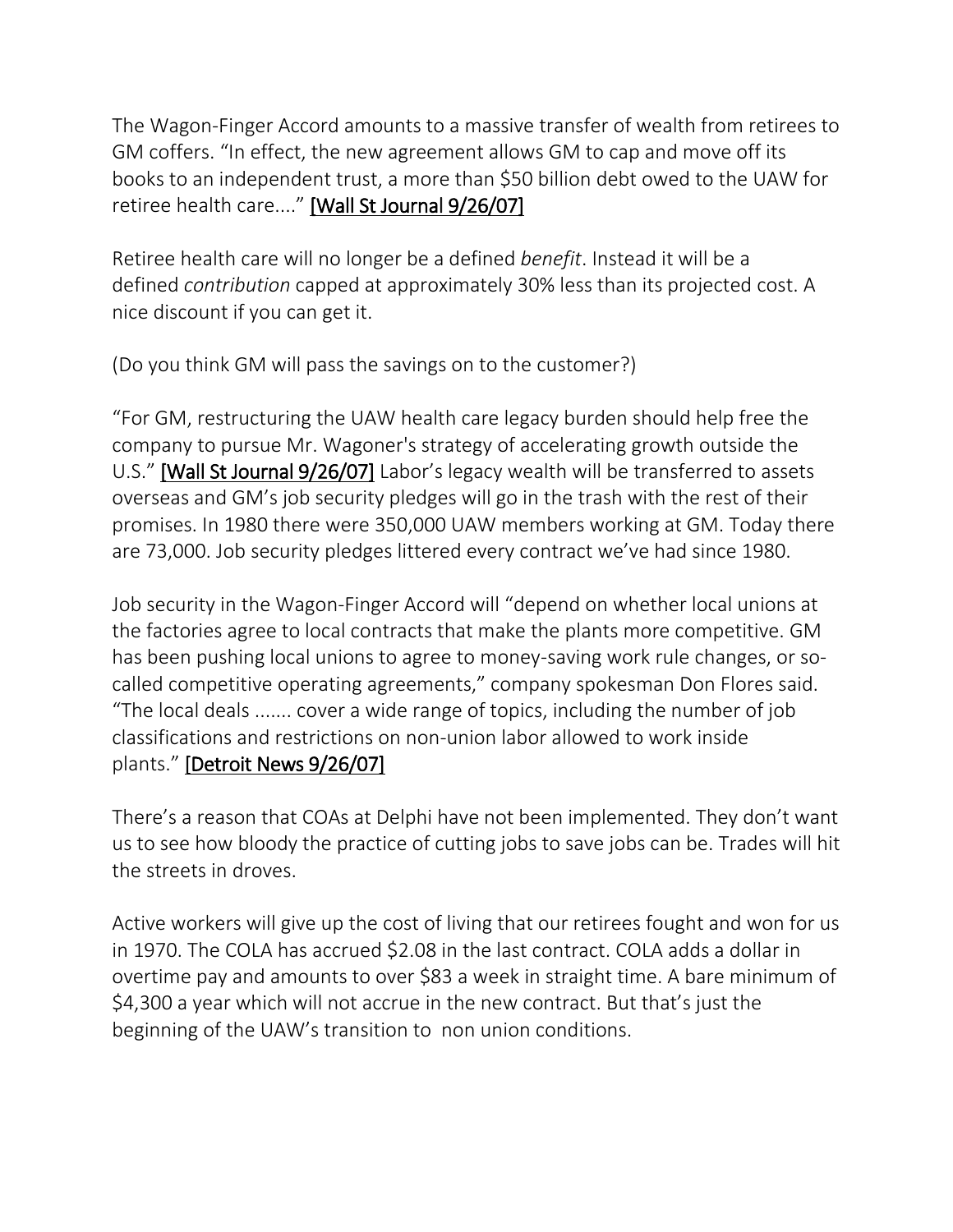The Wagon-Finger Accord amounts to a massive transfer of wealth from retirees to GM coffers. "In effect, the new agreement allows GM to cap and move off its books to an independent trust, a more than $50 billion debt owed to the UAW for retiree health care...." [Wall St Journal 9/26/07]

Retiree health care will no longer be a defined *benefit*. Instead it will be a defined *contribution* capped at approximately 30% less than its projected cost. A nice discount if you can get it.

(Do you think GM will pass the savings on to the customer?)

"For GM, restructuring the UAW health care legacy burden should help free the company to pursue Mr. Wagoner's strategy of accelerating growth outside the U.S." [Wall St Journal 9/26/07] Labor's legacy wealth will be transferred to assets overseas and GM's job security pledges will go in the trash with the rest of their promises. In 1980 there were 350,000 UAW members working at GM. Today there are 73,000. Job security pledges littered every contract we've had since 1980.

Job security in the Wagon-Finger Accord will "depend on whether local unions at the factories agree to local contracts that make the plants more competitive. GM has been pushing local unions to agree to money-saving work rule changes, or so-called competitive operating agreements," company spokesman Don Flores said. "The local deals ....... cover a wide range of topics, including the number of job classifications and restrictions on non-union labor allowed to work inside plants." [Detroit News 9/26/07]

There's a reason that COAs at Delphi have not been implemented. They don't want us to see how bloody the practice of cutting jobs to save jobs can be. Trades will hit the streets in droves.

Active workers will give up the cost of living that our retirees fought and won for us in 1970. The COLA has accrued $2.08 in the last contract. COLA adds a dollar in overtime pay and amounts to over $83 a week in straight time. A bare minimum of $4,300 a year which will not accrue in the new contract. But that's just the beginning of the UAW's transition to non union conditions.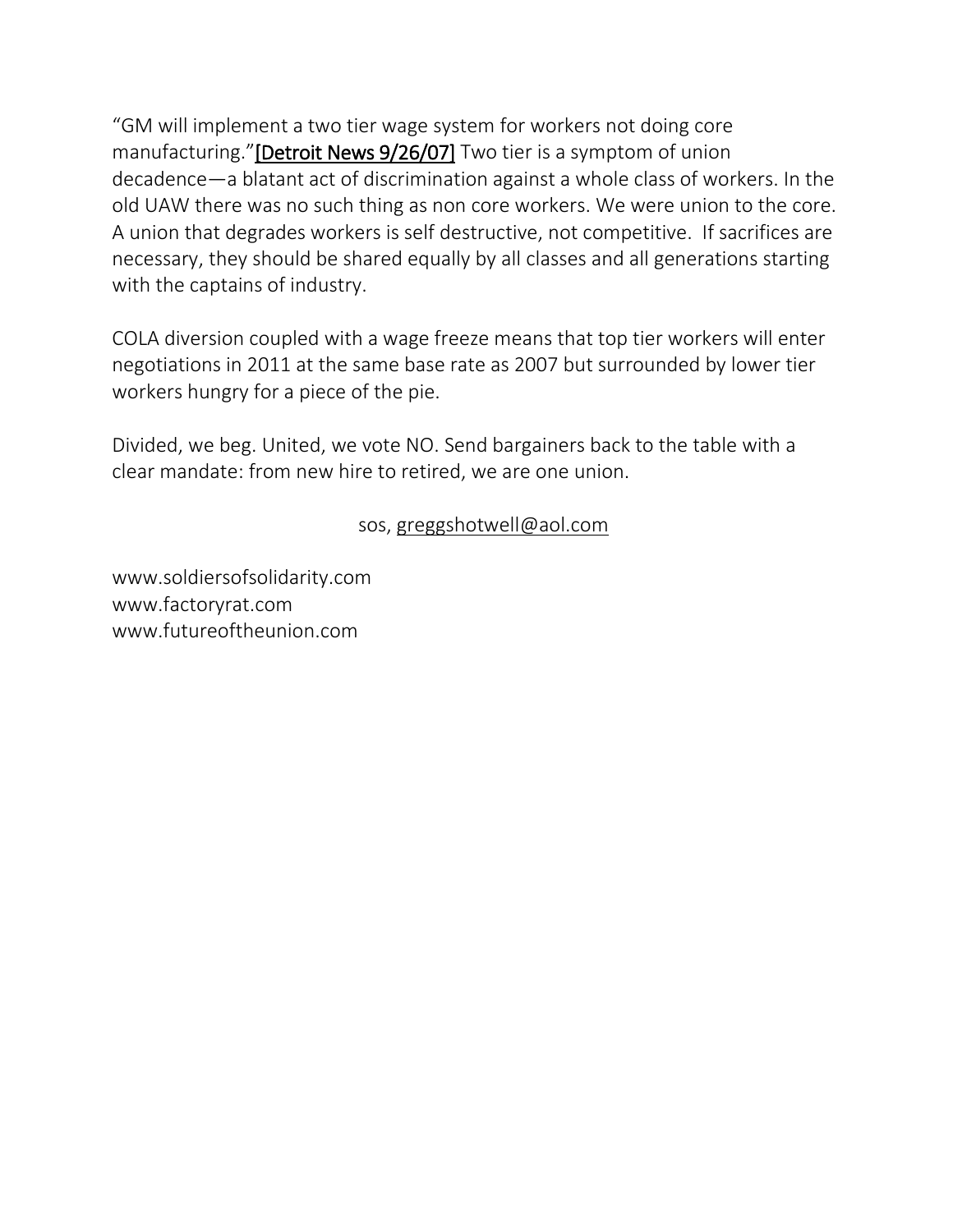"GM will implement a two tier wage system for workers not doing core manufacturing."[Detroit News 9/26/07] Two tier is a symptom of union decadence—a blatant act of discrimination against a whole class of workers. In the old UAW there was no such thing as non core workers. We were union to the core. A union that degrades workers is self destructive, not competitive. If sacrifices are necessary, they should be shared equally by all classes and all generations starting with the captains of industry.

COLA diversion coupled with a wage freeze means that top tier workers will enter negotiations in 2011 at the same base rate as 2007 but surrounded by lower tier workers hungry for a piece of the pie.

Divided, we beg. United, we vote NO. Send bargainers back to the table with a clear mandate: from new hire to retired, we are one union.

sos, greggshotwell@aol.com

www.soldiersofsolidarity.com
www.factoryrat.com
www.futureoftheunion.com